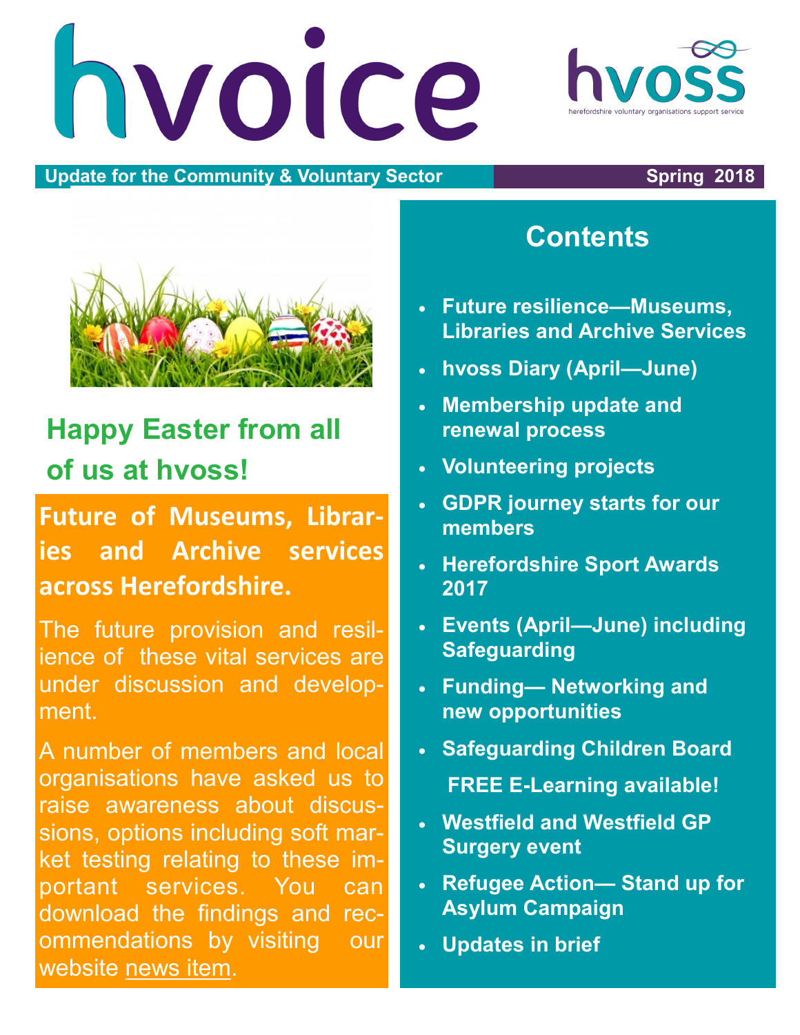# hvoice

hvoss
herefordshire voluntary organisations support service

**Update for the Community & Voluntary Sector** **Spring 2018**

## Happy Easter from all of us at hvoss!

## Future of Museums, Libraries and Archive services across Herefordshire.

The future provision and resilience of these vital services are under discussion and development.

A number of members and local organisations have asked us to raise awareness about discussions, options including soft market testing relating to these important services. You can download the findings and recommendations by visiting our website news item.

## Contents

- Future resilience—Museums, Libraries and Archive Services
- hvoss Diary (April—June)
- Membership update and renewal process
- Volunteering projects
- GDPR journey starts for our members
- Herefordshire Sport Awards 2017
- Events (April—June) including Safeguarding
- Funding— Networking and new opportunities
- Safeguarding Children Board

  FREE E-Learning available!
- Westfield and Westfield GP Surgery event
- Refugee Action— Stand up for Asylum Campaign
- Updates in brief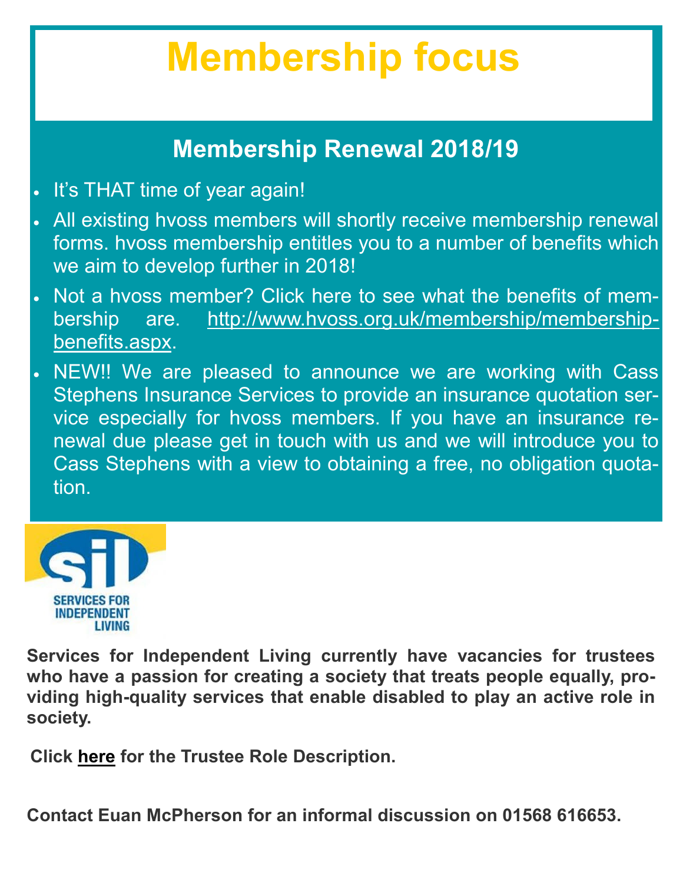# Membership focus

## Membership Renewal 2018/19

- It's THAT time of year again!
- All existing hvoss members will shortly receive membership renewal forms. hvoss membership entitles you to a number of benefits which we aim to develop further in 2018!
- Not a hvoss member? Click here to see what the benefits of membership are. http://www.hvoss.org.uk/membership/membership-benefits.aspx.
- NEW!! We are pleased to announce we are working with Cass Stephens Insurance Services to provide an insurance quotation service especially for hvoss members. If you have an insurance renewal due please get in touch with us and we will introduce you to Cass Stephens with a view to obtaining a free, no obligation quotation.

**Services for Independent Living currently have vacancies for trustees who have a passion for creating a society that treats people equally, providing high-quality services that enable disabled to play an active role in society.**

**Click here for the Trustee Role Description.**

**Contact Euan McPherson for an informal discussion on 01568 616653.**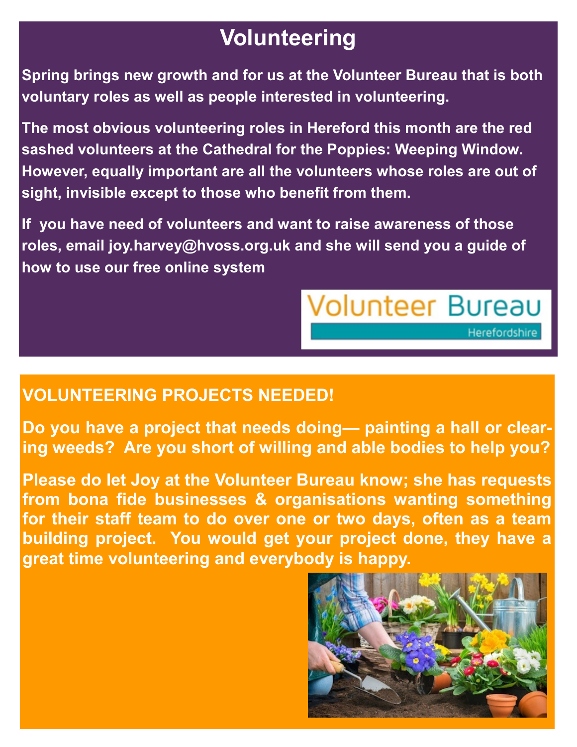# Volunteering

**Spring brings new growth and for us at the Volunteer Bureau that is both voluntary roles as well as people interested in volunteering.**

**The most obvious volunteering roles in Hereford this month are the red sashed volunteers at the Cathedral for the Poppies: Weeping Window. However, equally important are all the volunteers whose roles are out of sight, invisible except to those who benefit from them.**

**If you have need of volunteers and want to raise awareness of those roles, email joy.harvey@hvoss.org.uk and she will send you a guide of how to use our free online system**

Volunteer Bureau
Herefordshire

## VOLUNTEERING PROJECTS NEEDED!

**Do you have a project that needs doing— painting a hall or clearing weeds? Are you short of willing and able bodies to help you?**

**Please do let Joy at the Volunteer Bureau know; she has requests from bona fide businesses & organisations wanting something for their staff team to do over one or two days, often as a team building project. You would get your project done, they have a great time volunteering and everybody is happy.**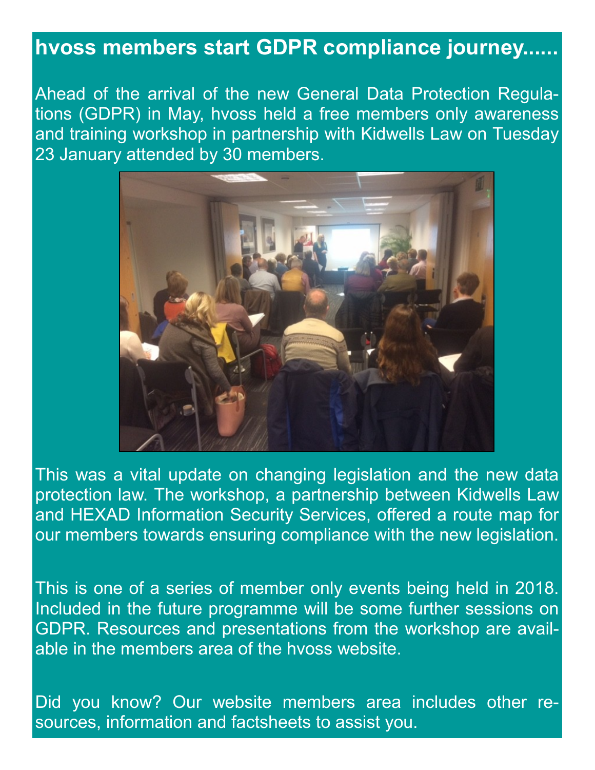# hvoss members start GDPR compliance journey......

Ahead of the arrival of the new General Data Protection Regulations (GDPR) in May, hvoss held a free members only awareness and training workshop in partnership with Kidwells Law on Tuesday 23 January attended by 30 members.

This was a vital update on changing legislation and the new data protection law. The workshop, a partnership between Kidwells Law and HEXAD Information Security Services, offered a route map for our members towards ensuring compliance with the new legislation.

This is one of a series of member only events being held in 2018. Included in the future programme will be some further sessions on GDPR. Resources and presentations from the workshop are available in the members area of the hvoss website.

Did you know? Our website members area includes other resources, information and factsheets to assist you.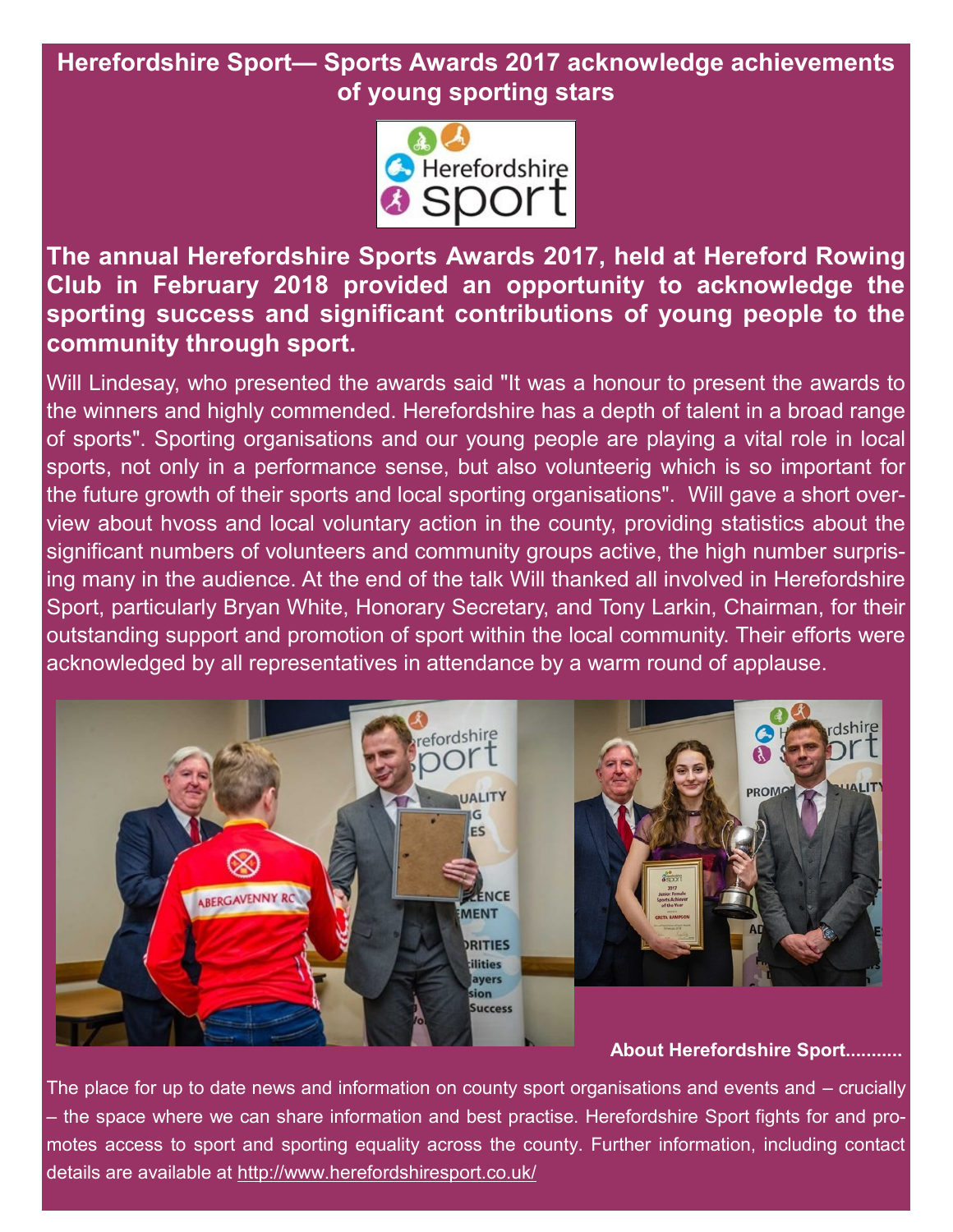# Herefordshire Sport— Sports Awards 2017 acknowledge achievements of young sporting stars

**The annual Herefordshire Sports Awards 2017, held at Hereford Rowing Club in February 2018 provided an opportunity to acknowledge the sporting success and significant contributions of young people to the community through sport.**

Will Lindesay, who presented the awards said "It was a honour to present the awards to the winners and highly commended. Herefordshire has a depth of talent in a broad range of sports". Sporting organisations and our young people are playing a vital role in local sports, not only in a performance sense, but also volunteerig which is so important for the future growth of their sports and local sporting organisations". Will gave a short overview about hvoss and local voluntary action in the county, providing statistics about the significant numbers of volunteers and community groups active, the high number surprising many in the audience. At the end of the talk Will thanked all involved in Herefordshire Sport, particularly Bryan White, Honorary Secretary, and Tony Larkin, Chairman, for their outstanding support and promotion of sport within the local community. Their efforts were acknowledged by all representatives in attendance by a warm round of applause.

**About Herefordshire Sport...........**

The place for up to date news and information on county sport organisations and events and – crucially – the space where we can share information and best practise. Herefordshire Sport fights for and promotes access to sport and sporting equality across the county. Further information, including contact details are available at http://www.herefordshiresport.co.uk/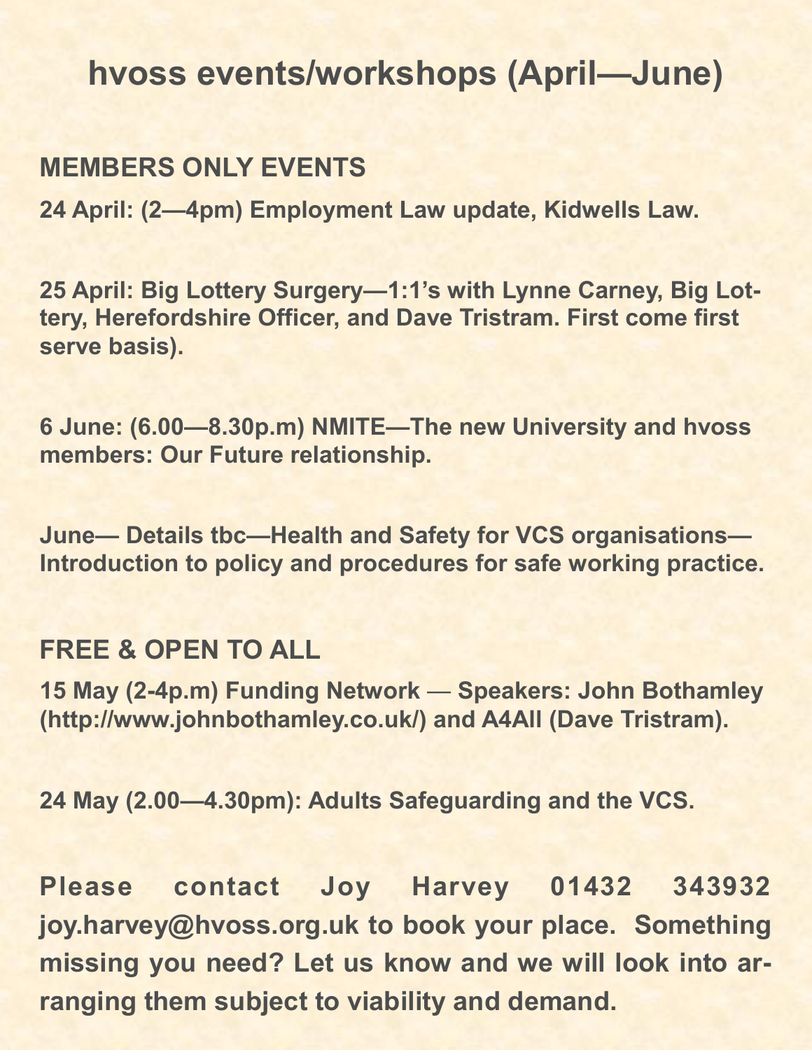# hvoss events/workshops (April—June)

## MEMBERS ONLY EVENTS

**24 April: (2—4pm) Employment Law update, Kidwells Law.**

**25 April: Big Lottery Surgery—1:1's with Lynne Carney, Big Lottery, Herefordshire Officer, and Dave Tristram. First come first serve basis).**

**6 June: (6.00—8.30p.m) NMITE—The new University and hvoss members: Our Future relationship.**

**June— Details tbc—Health and Safety for VCS organisations—Introduction to policy and procedures for safe working practice.**

## FREE & OPEN TO ALL

**15 May (2-4p.m) Funding Network — Speakers: John Bothamley (http://www.johnbothamley.co.uk/) and A4All (Dave Tristram).**

**24 May (2.00—4.30pm): Adults Safeguarding and the VCS.**

**Please contact Joy Harvey 01432 343932 joy.harvey@hvoss.org.uk to book your place. Something missing you need? Let us know and we will look into arranging them subject to viability and demand.**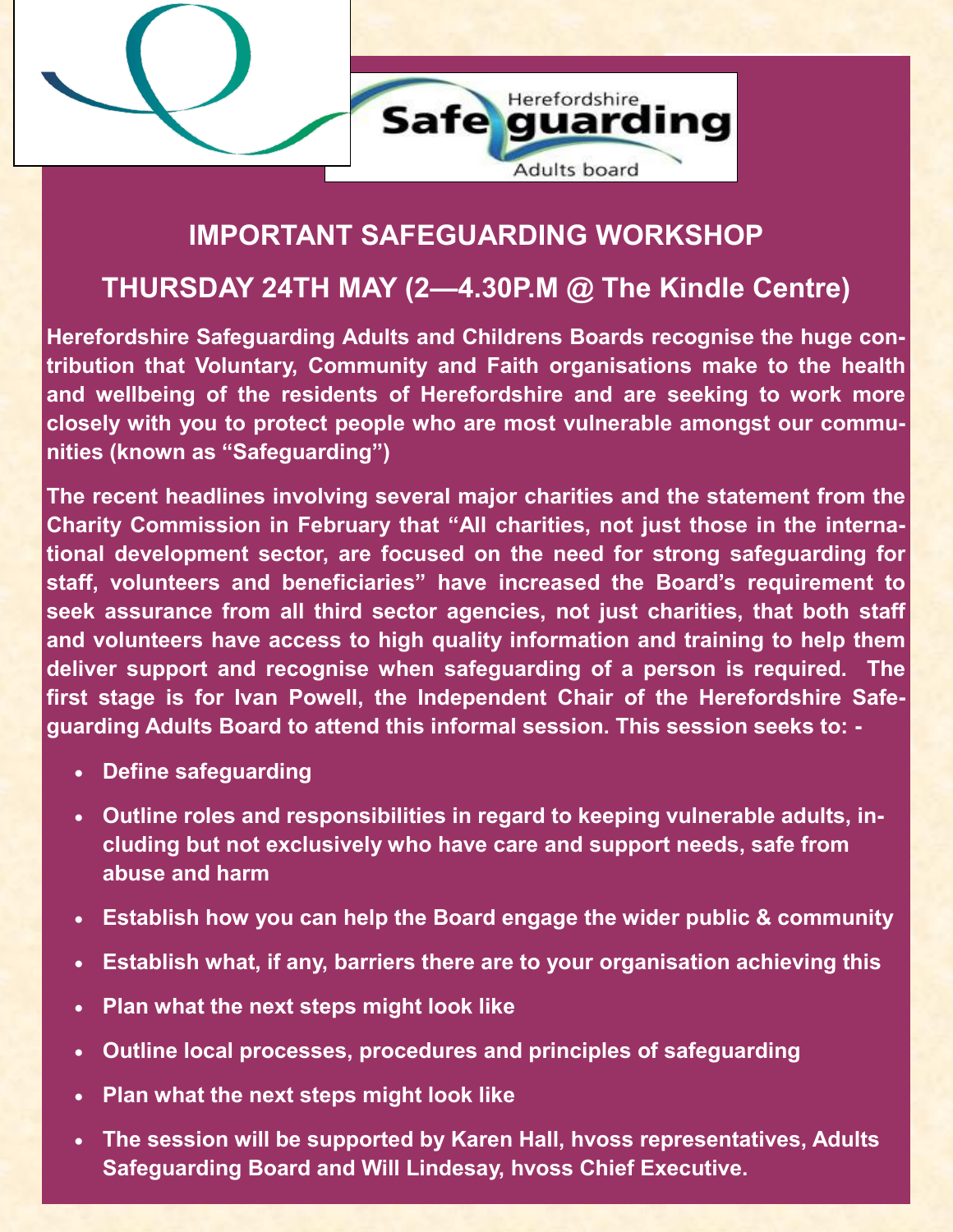Herefordshire Safeguarding Adults board

# IMPORTANT SAFEGUARDING WORKSHOP

## THURSDAY 24TH MAY (2—4.30P.M @ The Kindle Centre)

**Herefordshire Safeguarding Adults and Childrens Boards recognise the huge contribution that Voluntary, Community and Faith organisations make to the health and wellbeing of the residents of Herefordshire and are seeking to work more closely with you to protect people who are most vulnerable amongst our communities (known as "Safeguarding")**

**The recent headlines involving several major charities and the statement from the Charity Commission in February that "All charities, not just those in the international development sector, are focused on the need for strong safeguarding for staff, volunteers and beneficiaries" have increased the Board's requirement to seek assurance from all third sector agencies, not just charities, that both staff and volunteers have access to high quality information and training to help them deliver support and recognise when safeguarding of a person is required. The first stage is for Ivan Powell, the Independent Chair of the Herefordshire Safeguarding Adults Board to attend this informal session. This session seeks to: -**

- **Define safeguarding**
- **Outline roles and responsibilities in regard to keeping vulnerable adults, including but not exclusively who have care and support needs, safe from abuse and harm**
- **Establish how you can help the Board engage the wider public & community**
- **Establish what, if any, barriers there are to your organisation achieving this**
- **Plan what the next steps might look like**
- **Outline local processes, procedures and principles of safeguarding**
- **Plan what the next steps might look like**
- **The session will be supported by Karen Hall, hvoss representatives, Adults Safeguarding Board and Will Lindesay, hvoss Chief Executive.**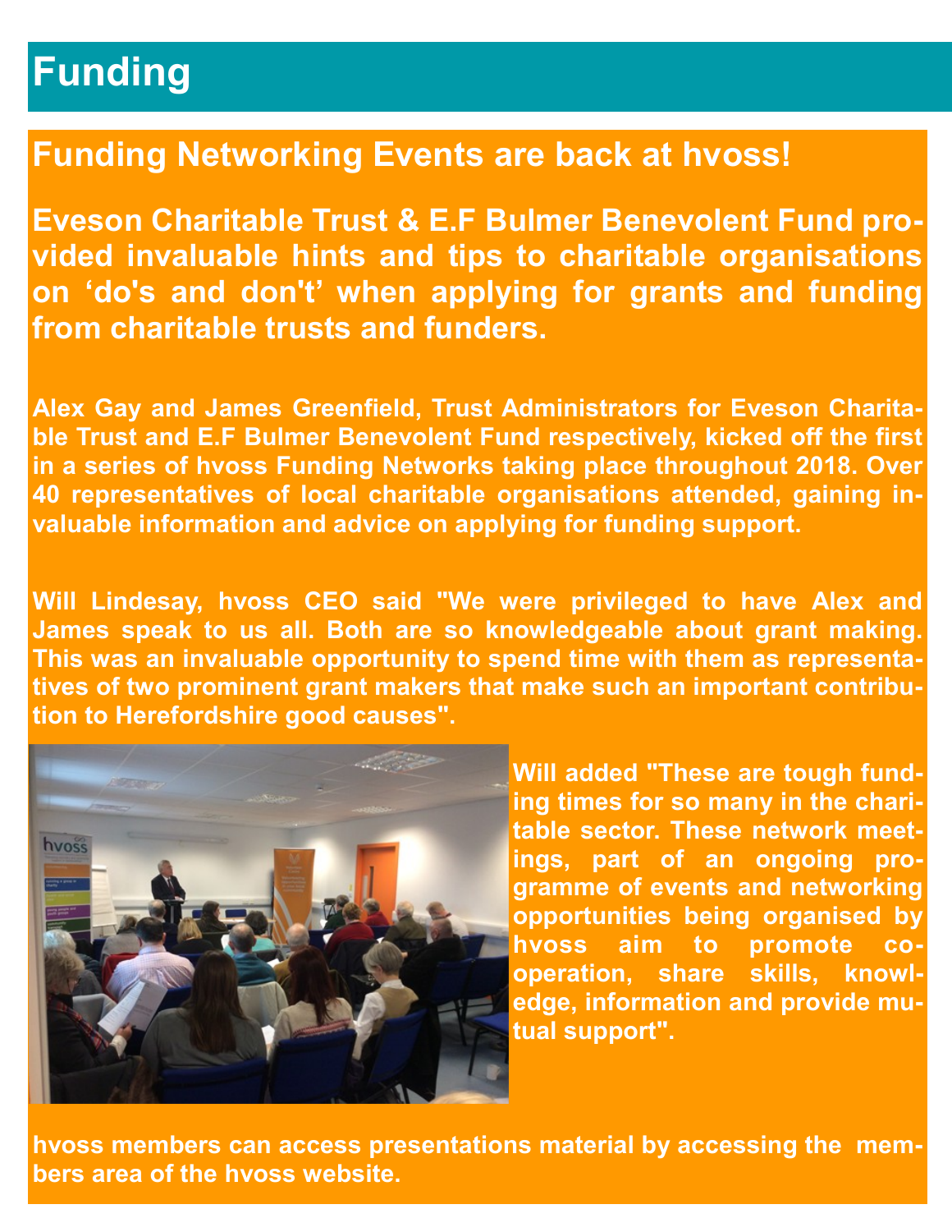# Funding

## Funding Networking Events are back at hvoss!

**Eveson Charitable Trust & E.F Bulmer Benevolent Fund provided invaluable hints and tips to charitable organisations on 'do's and don't' when applying for grants and funding from charitable trusts and funders.**

**Alex Gay and James Greenfield, Trust Administrators for Eveson Charitable Trust and E.F Bulmer Benevolent Fund respectively, kicked off the first in a series of hvoss Funding Networks taking place throughout 2018. Over 40 representatives of local charitable organisations attended, gaining invaluable information and advice on applying for funding support.**

**Will Lindesay, hvoss CEO said "We were privileged to have Alex and James speak to us all. Both are so knowledgeable about grant making. This was an invaluable opportunity to spend time with them as representatives of two prominent grant makers that make such an important contribution to Herefordshire good causes".**

**Will added "These are tough funding times for so many in the charitable sector. These network meetings, part of an ongoing programme of events and networking opportunities being organised by hvoss aim to promote co-operation, share skills, knowledge, information and provide mutual support".**

**hvoss members can access presentations material by accessing the members area of the hvoss website.**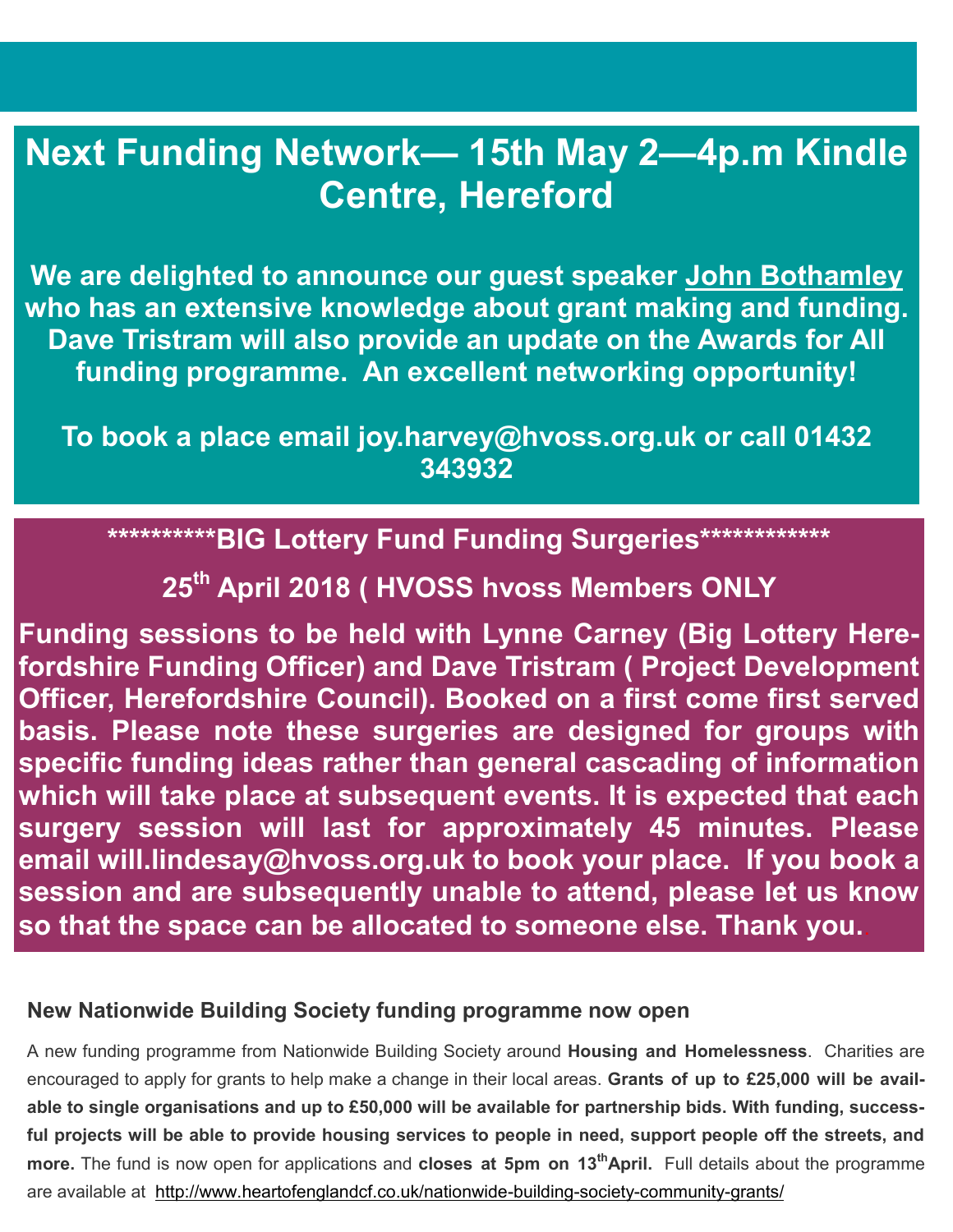## Next Funding Network— 15th May 2—4p.m Kindle Centre, Hereford

**We are delighted to announce our guest speaker John Bothamley who has an extensive knowledge about grant making and funding. Dave Tristram will also provide an update on the Awards for All funding programme. An excellent networking opportunity!**

**To book a place email joy.harvey@hvoss.org.uk or call 01432 343932**

**\*\*\*\*\*\*\*\*\*\*BIG Lottery Fund Funding Surgeries\*\*\*\*\*\*\*\*\*\*\*\***

**25th April 2018 ( HVOSS hvoss Members ONLY**

**Funding sessions to be held with Lynne Carney (Big Lottery Herefordshire Funding Officer) and Dave Tristram ( Project Development Officer, Herefordshire Council). Booked on a first come first served basis. Please note these surgeries are designed for groups with specific funding ideas rather than general cascading of information which will take place at subsequent events. It is expected that each surgery session will last for approximately 45 minutes. Please email will.lindesay@hvoss.org.uk to book your place. If you book a session and are subsequently unable to attend, please let us know so that the space can be allocated to someone else. Thank you.**

### New Nationwide Building Society funding programme now open

A new funding programme from Nationwide Building Society around **Housing and Homelessness**. Charities are encouraged to apply for grants to help make a change in their local areas. **Grants of up to £25,000 will be available to single organisations and up to £50,000 will be available for partnership bids. With funding, successful projects will be able to provide housing services to people in need, support people off the streets, and more.** The fund is now open for applications and **closes at 5pm on 13th April.** Full details about the programme are available at http://www.heartofenglandcf.co.uk/nationwide-building-society-community-grants/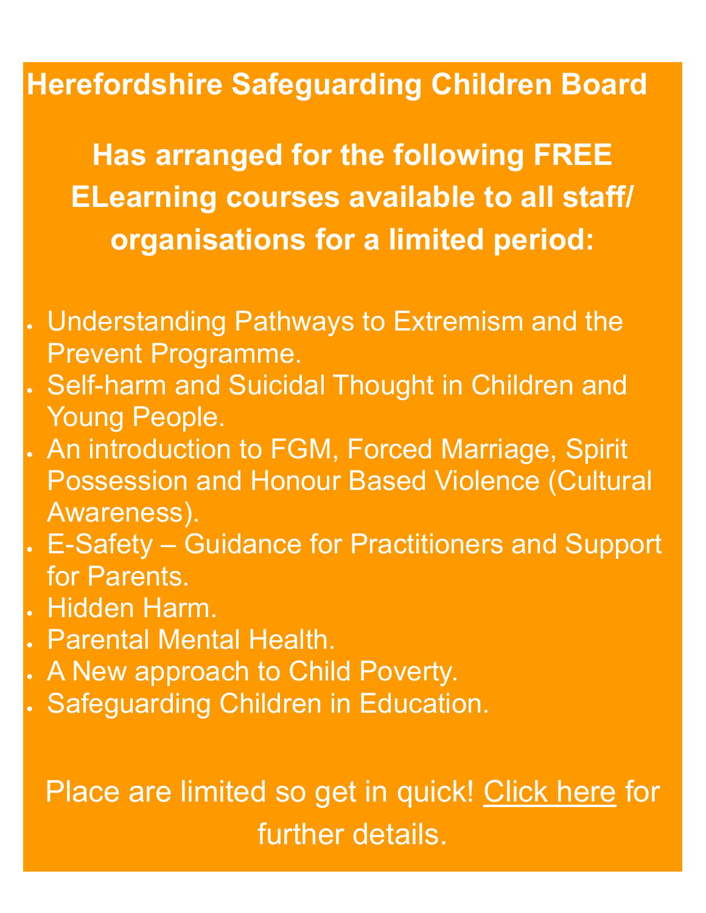**Herefordshire Safeguarding Children Board**

**Has arranged for the following FREE ELearning courses available to all staff/ organisations for a limited period:**

- Understanding Pathways to Extremism and the Prevent Programme.
- Self-harm and Suicidal Thought in Children and Young People.
- An introduction to FGM, Forced Marriage, Spirit Possession and Honour Based Violence (Cultural Awareness).
- E-Safety – Guidance for Practitioners and Support for Parents.
- Hidden Harm.
- Parental Mental Health.
- A New approach to Child Poverty.
- Safeguarding Children in Education.

Place are limited so get in quick! Click here for further details.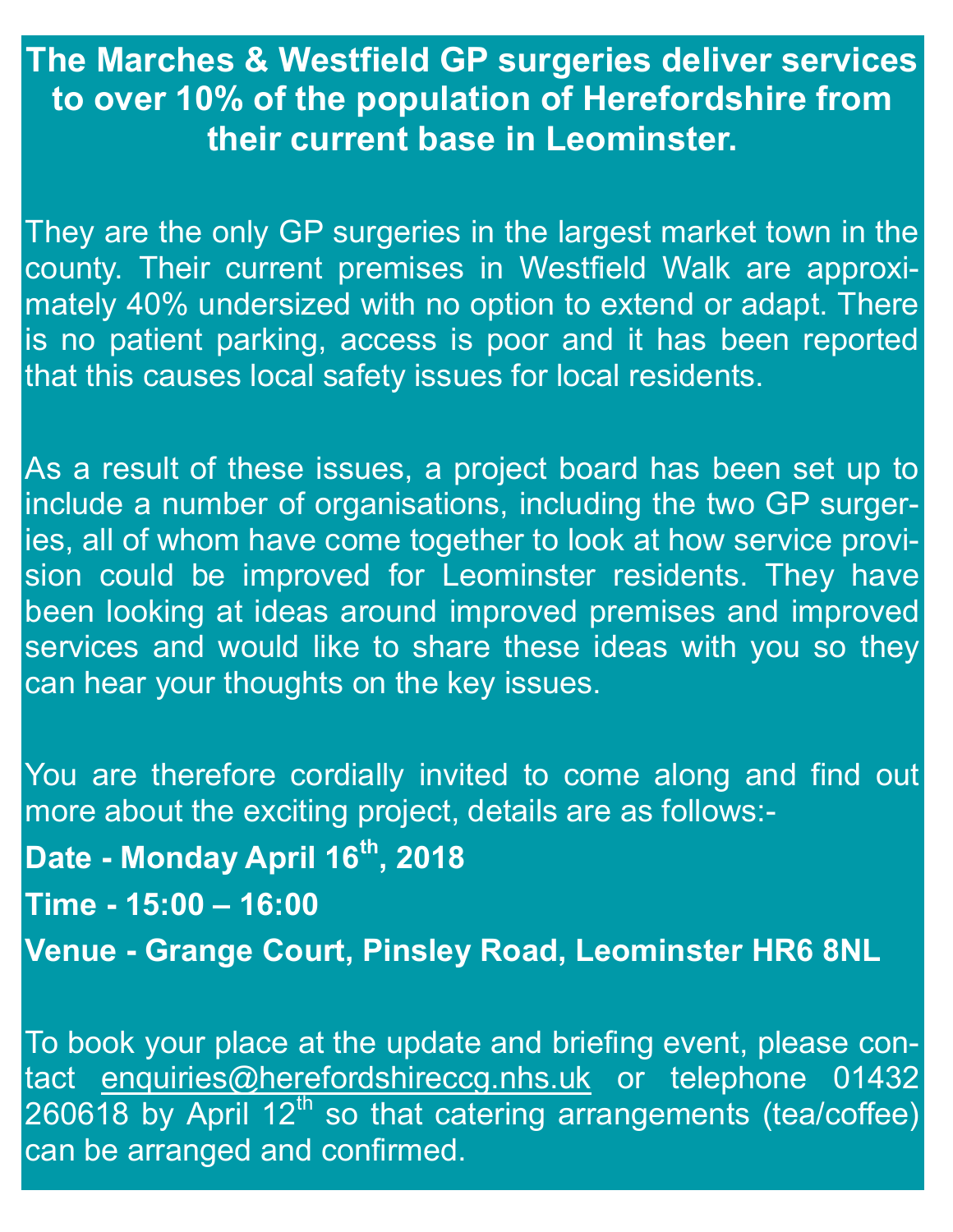**The Marches & Westfield GP surgeries deliver services to over 10% of the population of Herefordshire from their current base in Leominster.**

They are the only GP surgeries in the largest market town in the county. Their current premises in Westfield Walk are approximately 40% undersized with no option to extend or adapt. There is no patient parking, access is poor and it has been reported that this causes local safety issues for local residents.

As a result of these issues, a project board has been set up to include a number of organisations, including the two GP surgeries, all of whom have come together to look at how service provision could be improved for Leominster residents. They have been looking at ideas around improved premises and improved services and would like to share these ideas with you so they can hear your thoughts on the key issues.

You are therefore cordially invited to come along and find out more about the exciting project, details are as follows:-

**Date - Monday April 16th, 2018**

**Time - 15:00 – 16:00**

**Venue - Grange Court, Pinsley Road, Leominster HR6 8NL**

To book your place at the update and briefing event, please contact enquiries@herefordshireccg.nhs.uk or telephone 01432 260618 by April 12th so that catering arrangements (tea/coffee) can be arranged and confirmed.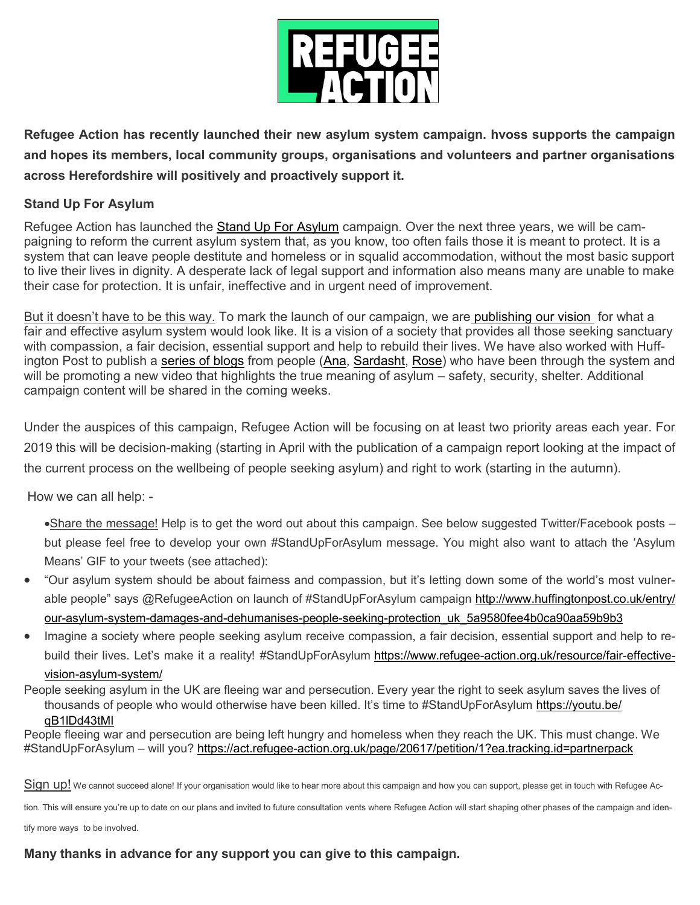REFUGEE ACTION

**Refugee Action has recently launched their new asylum system campaign. hvoss supports the campaign and hopes its members, local community groups, organisations and volunteers and partner organisations across Herefordshire will positively and proactively support it.**

**Stand Up For Asylum**

Refugee Action has launched the Stand Up For Asylum campaign. Over the next three years, we will be campaigning to reform the current asylum system that, as you know, too often fails those it is meant to protect. It is a system that can leave people destitute and homeless or in squalid accommodation, without the most basic support to live their lives in dignity. A desperate lack of legal support and information also means many are unable to make their case for protection. It is unfair, ineffective and in urgent need of improvement.

But it doesn't have to be this way. To mark the launch of our campaign, we are publishing our vision for what a fair and effective asylum system would look like. It is a vision of a society that provides all those seeking sanctuary with compassion, a fair decision, essential support and help to rebuild their lives. We have also worked with Huffington Post to publish a series of blogs from people (Ana, Sardasht, Rose) who have been through the system and will be promoting a new video that highlights the true meaning of asylum – safety, security, shelter. Additional campaign content will be shared in the coming weeks.

Under the auspices of this campaign, Refugee Action will be focusing on at least two priority areas each year. For 2019 this will be decision-making (starting in April with the publication of a campaign report looking at the impact of the current process on the wellbeing of people seeking asylum) and right to work (starting in the autumn).

How we can all help: -

- Share the message! Help is to get the word out about this campaign. See below suggested Twitter/Facebook posts – but please feel free to develop your own #StandUpForAsylum message. You might also want to attach the 'Asylum Means' GIF to your tweets (see attached):
- "Our asylum system should be about fairness and compassion, but it's letting down some of the world's most vulnerable people" says @RefugeeAction on launch of #StandUpForAsylum campaign http://www.huffingtonpost.co.uk/entry/our-asylum-system-damages-and-dehumanises-people-seeking-protection_uk_5a9580fee4b0ca90aa59b9b3
- Imagine a society where people seeking asylum receive compassion, a fair decision, essential support and help to rebuild their lives. Let's make it a reality! #StandUpForAsylum https://www.refugee-action.org.uk/resource/fair-effective-vision-asylum-system/

People seeking asylum in the UK are fleeing war and persecution. Every year the right to seek asylum saves the lives of thousands of people who would otherwise have been killed. It's time to #StandUpForAsylum https://youtu.be/qB1lDd43tMI

People fleeing war and persecution are being left hungry and homeless when they reach the UK. This must change. We #StandUpForAsylum – will you? https://act.refugee-action.org.uk/page/20617/petition/1?ea.tracking.id=partnerpack

Sign up! We cannot succeed alone! If your organisation would like to hear more about this campaign and how you can support, please get in touch with Refugee Action. This will ensure you're up to date on our plans and invited to future consultation vents where Refugee Action will start shaping other phases of the campaign and identify more ways to be involved.

**Many thanks in advance for any support you can give to this campaign.**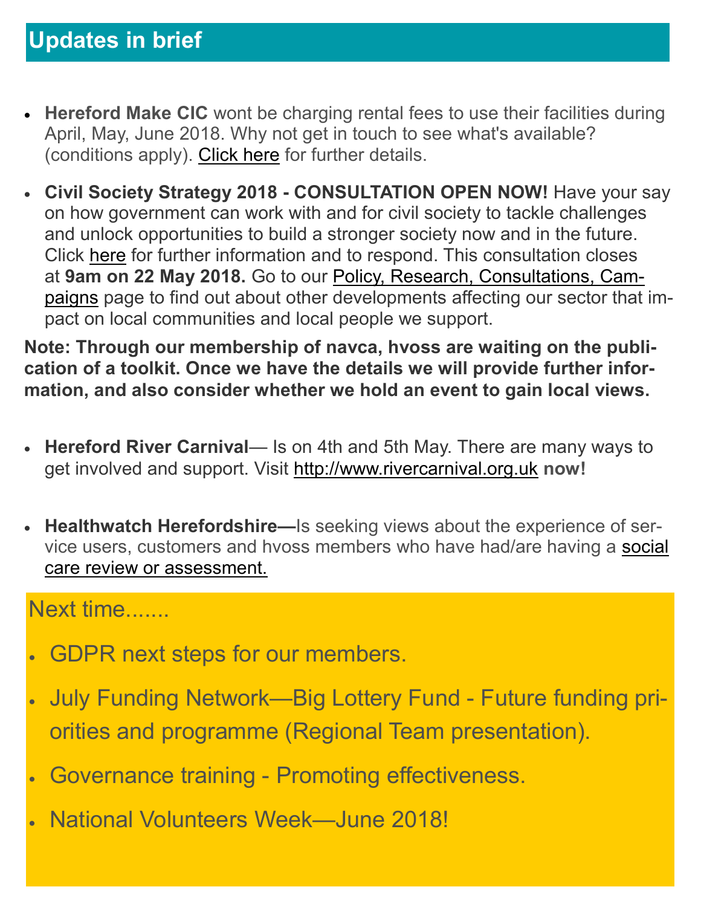## Updates in brief

- **Hereford Make CIC** wont be charging rental fees to use their facilities during April, May, June 2018. Why not get in touch to see what's available? (conditions apply). Click here for further details.

- **Civil Society Strategy 2018 - CONSULTATION OPEN NOW!** Have your say on how government can work with and for civil society to tackle challenges and unlock opportunities to build a stronger society now and in the future. Click here for further information and to respond. This consultation closes at **9am on 22 May 2018.** Go to our Policy, Research, Consultations, Campaigns page to find out about other developments affecting our sector that impact on local communities and local people we support.

**Note: Through our membership of navca, hvoss are waiting on the publication of a toolkit. Once we have the details we will provide further information, and also consider whether we hold an event to gain local views.**

- **Hereford River Carnival**— Is on 4th and 5th May. There are many ways to get involved and support. Visit http://www.rivercarnival.org.uk **now!**

- **Healthwatch Herefordshire—**Is seeking views about the experience of service users, customers and hvoss members who have had/are having a social care review or assessment.

Next time.......

- GDPR next steps for our members.
- July Funding Network—Big Lottery Fund - Future funding priorities and programme (Regional Team presentation).
- Governance training - Promoting effectiveness.
- National Volunteers Week—June 2018!